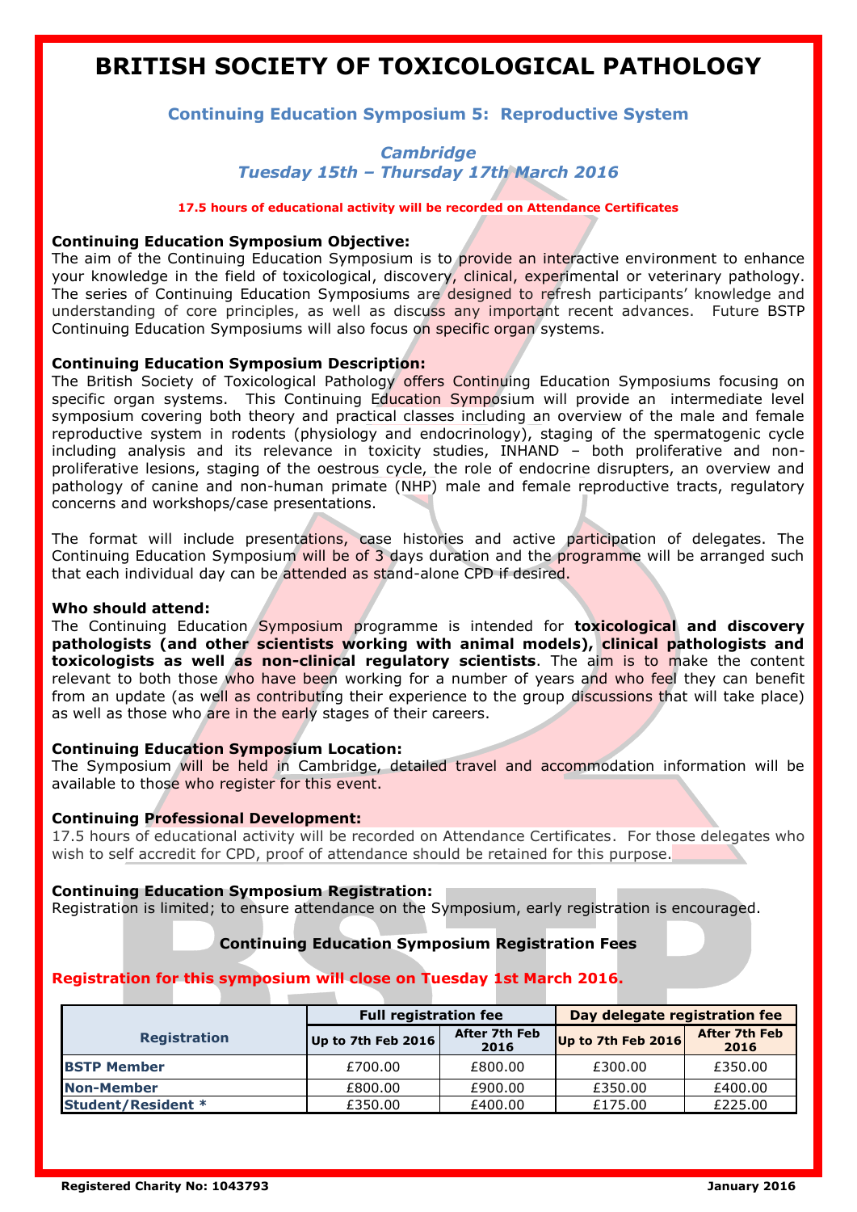# BRITISH SOCIETY OF TOXICOLOGICAL PATHOLOGY

## Continuing Education Symposium 5: Reproductive System

***Cambridge***
***Tuesday 15th – Thursday 17th March 2016***

**17.5 hours of educational activity will be recorded on Attendance Certificates**

**Continuing Education Symposium Objective:**
The aim of the Continuing Education Symposium is to provide an interactive environment to enhance your knowledge in the field of toxicological, discovery, clinical, experimental or veterinary pathology. The series of Continuing Education Symposiums are designed to refresh participants' knowledge and understanding of core principles, as well as discuss any important recent advances. Future BSTP Continuing Education Symposiums will also focus on specific organ systems.

**Continuing Education Symposium Description:**
The British Society of Toxicological Pathology offers Continuing Education Symposiums focusing on specific organ systems. This Continuing Education Symposium will provide an intermediate level symposium covering both theory and practical classes including an overview of the male and female reproductive system in rodents (physiology and endocrinology), staging of the spermatogenic cycle including analysis and its relevance in toxicity studies, INHAND – both proliferative and non-proliferative lesions, staging of the oestrous cycle, the role of endocrine disrupters, an overview and pathology of canine and non-human primate (NHP) male and female reproductive tracts, regulatory concerns and workshops/case presentations.

The format will include presentations, case histories and active participation of delegates. The Continuing Education Symposium will be of 3 days duration and the programme will be arranged such that each individual day can be attended as stand-alone CPD if desired.

**Who should attend:**
The Continuing Education Symposium programme is intended for **toxicological and discovery pathologists (and other scientists working with animal models), clinical pathologists and toxicologists as well as non-clinical regulatory scientists**. The aim is to make the content relevant to both those who have been working for a number of years and who feel they can benefit from an update (as well as contributing their experience to the group discussions that will take place) as well as those who are in the early stages of their careers.

**Continuing Education Symposium Location:**
The Symposium will be held in Cambridge, detailed travel and accommodation information will be available to those who register for this event.

**Continuing Professional Development:**
17.5 hours of educational activity will be recorded on Attendance Certificates. For those delegates who wish to self accredit for CPD, proof of attendance should be retained for this purpose.

**Continuing Education Symposium Registration:**
Registration is limited; to ensure attendance on the Symposium, early registration is encouraged.

**Continuing Education Symposium Registration Fees**

**Registration for this symposium will close on Tuesday 1st March 2016.**

| Registration | Full registration fee | | Day delegate registration fee | |
|---|---|---|---|---|
| | Up to 7th Feb 2016 | After 7th Feb 2016 | Up to 7th Feb 2016 | After 7th Feb 2016 |
| **BSTP Member** | £700.00 | £800.00 | £300.00 | £350.00 |
| **Non-Member** | £800.00 | £900.00 | £350.00 | £400.00 |
| **Student/Resident *** | £350.00 | £400.00 | £175.00 | £225.00 |

**Registered Charity No: 1043793** **January 2016**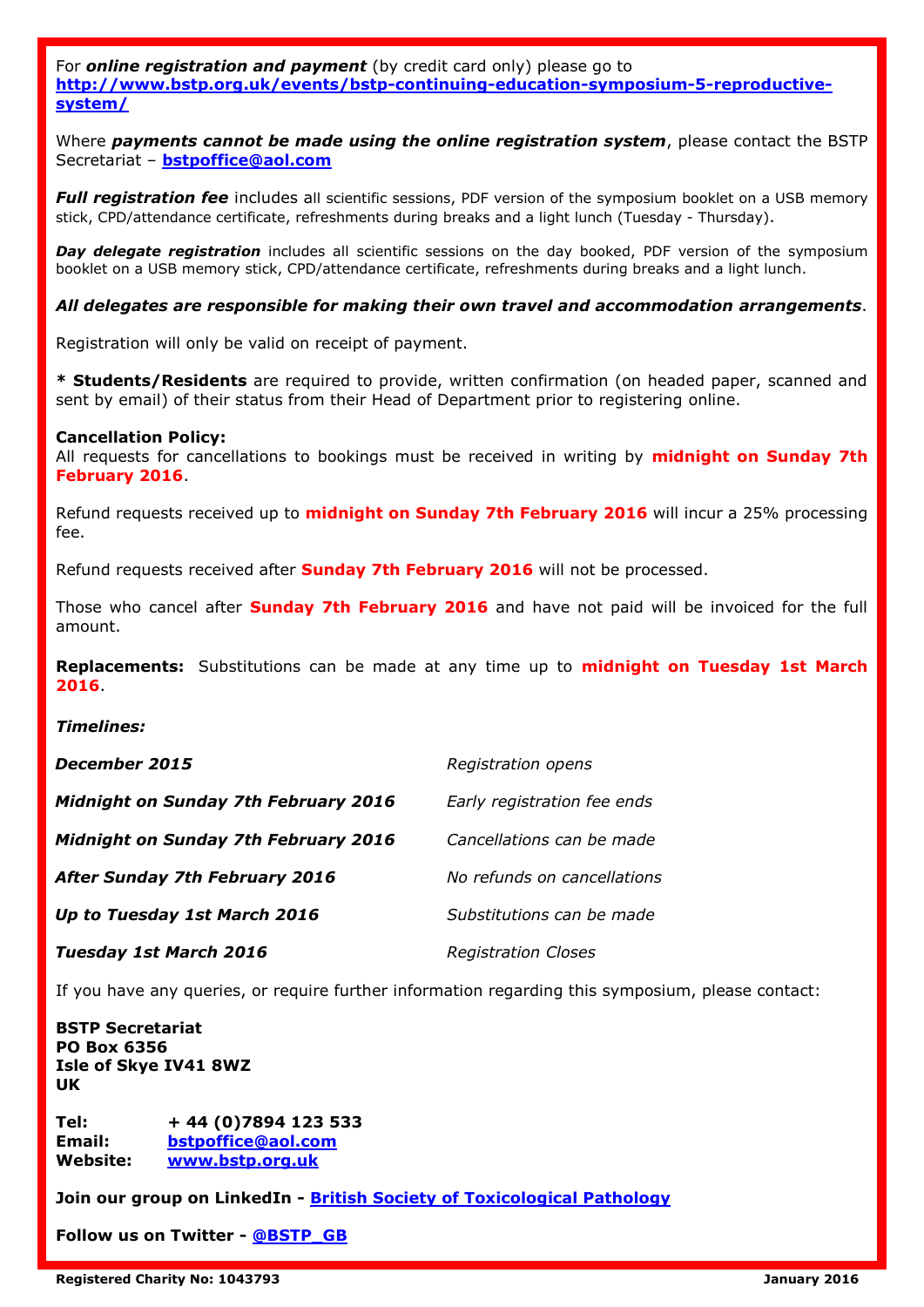For ***online registration and payment*** (by credit card only) please go to **[http://www.bstp.org.uk/events/bstp-continuing-education-symposium-5-reproductive-system/](http://www.bstp.org.uk/events/bstp-continuing-education-symposium-5-reproductive-system/)**

Where ***payments cannot be made using the online registration system***, please contact the BSTP Secretariat – **[bstpoffice@aol.com](mailto:bstpoffice@aol.com)**

***Full registration fee*** includes all scientific sessions, PDF version of the symposium booklet on a USB memory stick, CPD/attendance certificate, refreshments during breaks and a light lunch (Tuesday - Thursday).

***Day delegate registration*** includes all scientific sessions on the day booked, PDF version of the symposium booklet on a USB memory stick, CPD/attendance certificate, refreshments during breaks and a light lunch.

***All delegates are responsible for making their own travel and accommodation arrangements***.

Registration will only be valid on receipt of payment.

**\* Students/Residents** are required to provide, written confirmation (on headed paper, scanned and sent by email) of their status from their Head of Department prior to registering online.

**Cancellation Policy:**
All requests for cancellations to bookings must be received in writing by **midnight on Sunday 7th February 2016**.

Refund requests received up to **midnight on Sunday 7th February 2016** will incur a 25% processing fee.

Refund requests received after **Sunday 7th February 2016** will not be processed.

Those who cancel after **Sunday 7th February 2016** and have not paid will be invoiced for the full amount.

**Replacements:** Substitutions can be made at any time up to **midnight on Tuesday 1st March 2016**.

***Timelines:***

| | |
|---|---|
| ***December 2015*** | *Registration opens* |
| ***Midnight on Sunday 7th February 2016*** | *Early registration fee ends* |
| ***Midnight on Sunday 7th February 2016*** | *Cancellations can be made* |
| ***After Sunday 7th February 2016*** | *No refunds on cancellations* |
| ***Up to Tuesday 1st March 2016*** | *Substitutions can be made* |
| ***Tuesday 1st March 2016*** | *Registration Closes* |

If you have any queries, or require further information regarding this symposium, please contact:

**BSTP Secretariat**
**PO Box 6356**
**Isle of Skye IV41 8WZ**
**UK**

**Tel:** **+ 44 (0)7894 123 533**
**Email:** **[bstpoffice@aol.com](mailto:bstpoffice@aol.com)**
**Website:** **[www.bstp.org.uk](http://www.bstp.org.uk)**

**Join our group on LinkedIn - [British Society of Toxicological Pathology]()**

**Follow us on Twitter - [@BSTP_GB]()**

**Registered Charity No: 1043793** **January 2016**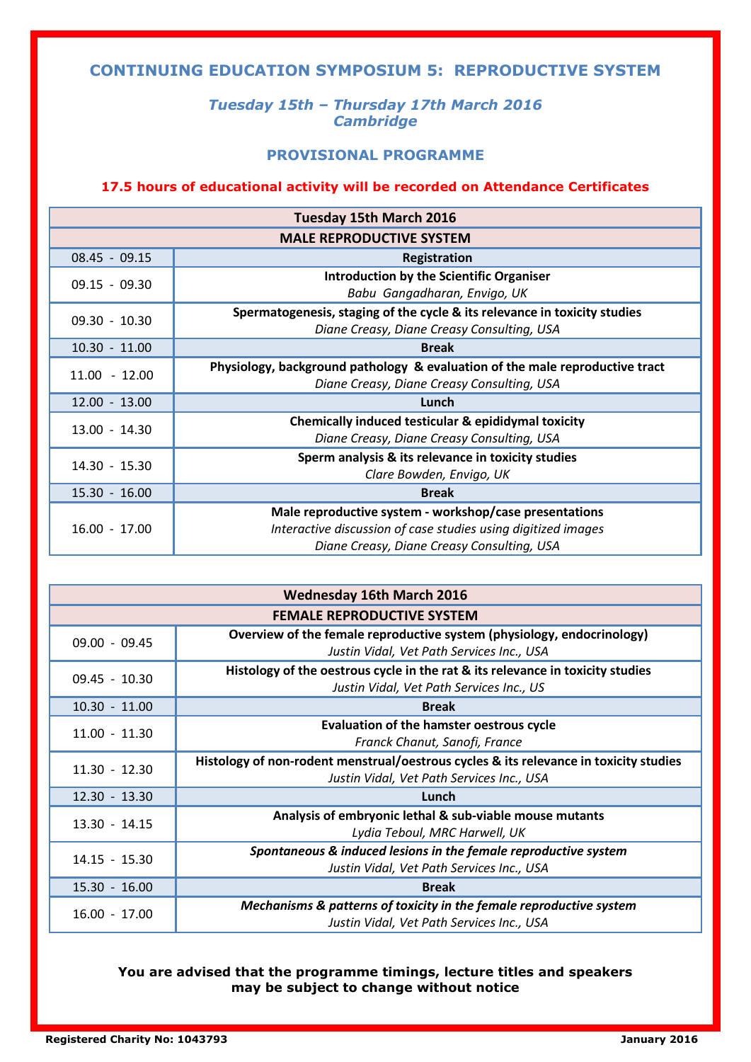# CONTINUING EDUCATION SYMPOSIUM 5: REPRODUCTIVE SYSTEM

*Tuesday 15th – Thursday 17th March 2016*
*Cambridge*

## PROVISIONAL PROGRAMME

**17.5 hours of educational activity will be recorded on Attendance Certificates**

| Tuesday 15th March 2016 | |
|---|---|
| **MALE REPRODUCTIVE SYSTEM** | |
| 08.45 - 09.15 | **Registration** |
| 09.15 - 09.30 | **Introduction by the Scientific Organiser**<br>*Babu Gangadharan, Envigo, UK* |
| 09.30 - 10.30 | **Spermatogenesis, staging of the cycle & its relevance in toxicity studies**<br>*Diane Creasy, Diane Creasy Consulting, USA* |
| 10.30 - 11.00 | **Break** |
| 11.00 - 12.00 | **Physiology, background pathology & evaluation of the male reproductive tract**<br>*Diane Creasy, Diane Creasy Consulting, USA* |
| 12.00 - 13.00 | **Lunch** |
| 13.00 - 14.30 | **Chemically induced testicular & epididymal toxicity**<br>*Diane Creasy, Diane Creasy Consulting, USA* |
| 14.30 - 15.30 | **Sperm analysis & its relevance in toxicity studies**<br>*Clare Bowden, Envigo, UK* |
| 15.30 - 16.00 | **Break** |
| 16.00 - 17.00 | **Male reproductive system - workshop/case presentations**<br>*Interactive discussion of case studies using digitized images*<br>*Diane Creasy, Diane Creasy Consulting, USA* |

| Wednesday 16th March 2016 | |
|---|---|
| **FEMALE REPRODUCTIVE SYSTEM** | |
| 09.00 - 09.45 | **Overview of the female reproductive system (physiology, endocrinology)**<br>*Justin Vidal, Vet Path Services Inc., USA* |
| 09.45 - 10.30 | **Histology of the oestrous cycle in the rat & its relevance in toxicity studies**<br>*Justin Vidal, Vet Path Services Inc., US* |
| 10.30 - 11.00 | **Break** |
| 11.00 - 11.30 | **Evaluation of the hamster oestrous cycle**<br>*Franck Chanut, Sanofi, France* |
| 11.30 - 12.30 | **Histology of non-rodent menstrual/oestrous cycles & its relevance in toxicity studies**<br>*Justin Vidal, Vet Path Services Inc., USA* |
| 12.30 - 13.30 | **Lunch** |
| 13.30 - 14.15 | **Analysis of embryonic lethal & sub-viable mouse mutants**<br>*Lydia Teboul, MRC Harwell, UK* |
| 14.15 - 15.30 | ***Spontaneous & induced lesions in the female reproductive system***<br>*Justin Vidal, Vet Path Services Inc., USA* |
| 15.30 - 16.00 | **Break** |
| 16.00 - 17.00 | ***Mechanisms & patterns of toxicity in the female reproductive system***<br>*Justin Vidal, Vet Path Services Inc., USA* |

**You are advised that the programme timings, lecture titles and speakers may be subject to change without notice**

**Registered Charity No: 1043793** **January 2016**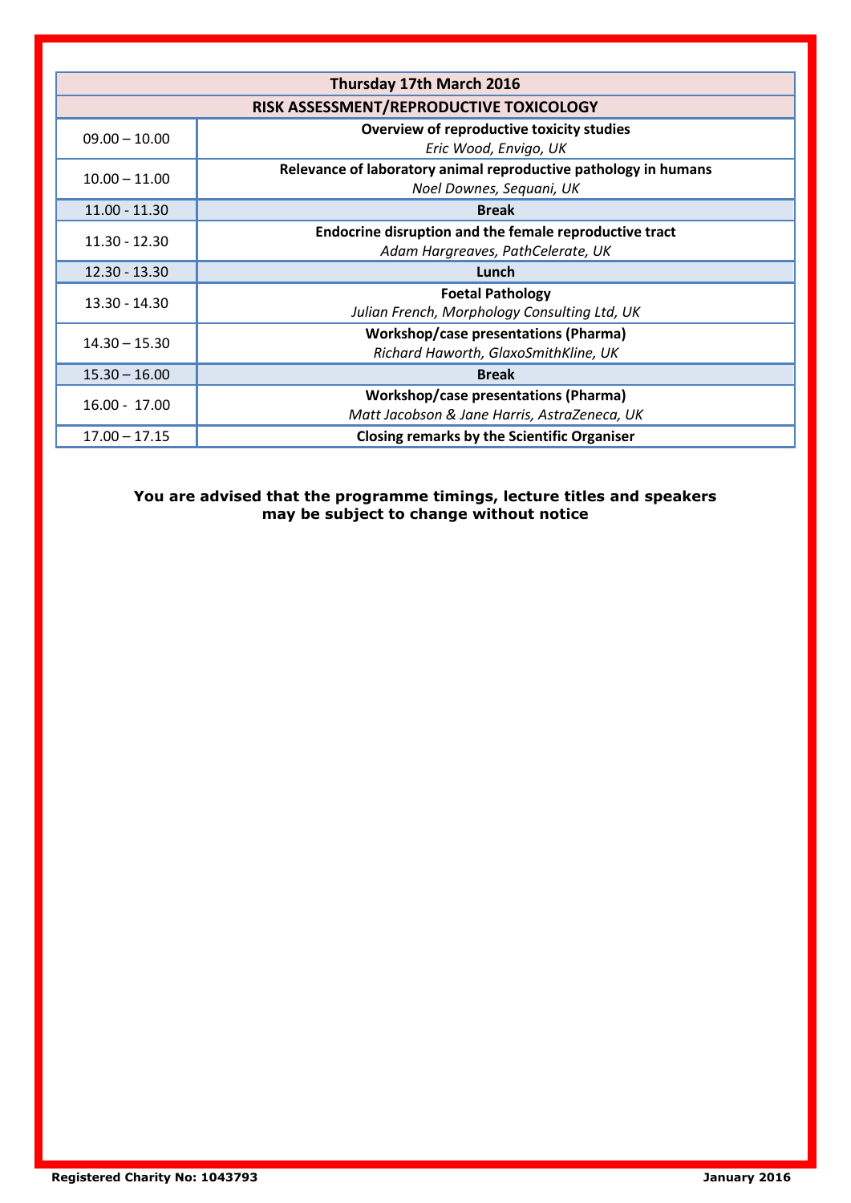| Thursday 17th March 2016 | |
|---|---|
| **RISK ASSESSMENT/REPRODUCTIVE TOXICOLOGY** | |
| 09.00 – 10.00 | **Overview of reproductive toxicity studies**<br>*Eric Wood, Envigo, UK* |
| 10.00 – 11.00 | **Relevance of laboratory animal reproductive pathology in humans**<br>*Noel Downes, Sequani, UK* |
| 11.00 - 11.30 | **Break** |
| 11.30 - 12.30 | **Endocrine disruption and the female reproductive tract**<br>*Adam Hargreaves, PathCelerate, UK* |
| 12.30 - 13.30 | **Lunch** |
| 13.30 - 14.30 | **Foetal Pathology**<br>*Julian French, Morphology Consulting Ltd, UK* |
| 14.30 – 15.30 | **Workshop/case presentations (Pharma)**<br>*Richard Haworth, GlaxoSmithKline, UK* |
| 15.30 – 16.00 | **Break** |
| 16.00 - 17.00 | **Workshop/case presentations (Pharma)**<br>*Matt Jacobson & Jane Harris, AstraZeneca, UK* |
| 17.00 – 17.15 | **Closing remarks by the Scientific Organiser** |

**You are advised that the programme timings, lecture titles and speakers may be subject to change without notice**

**Registered Charity No: 1043793** **January 2016**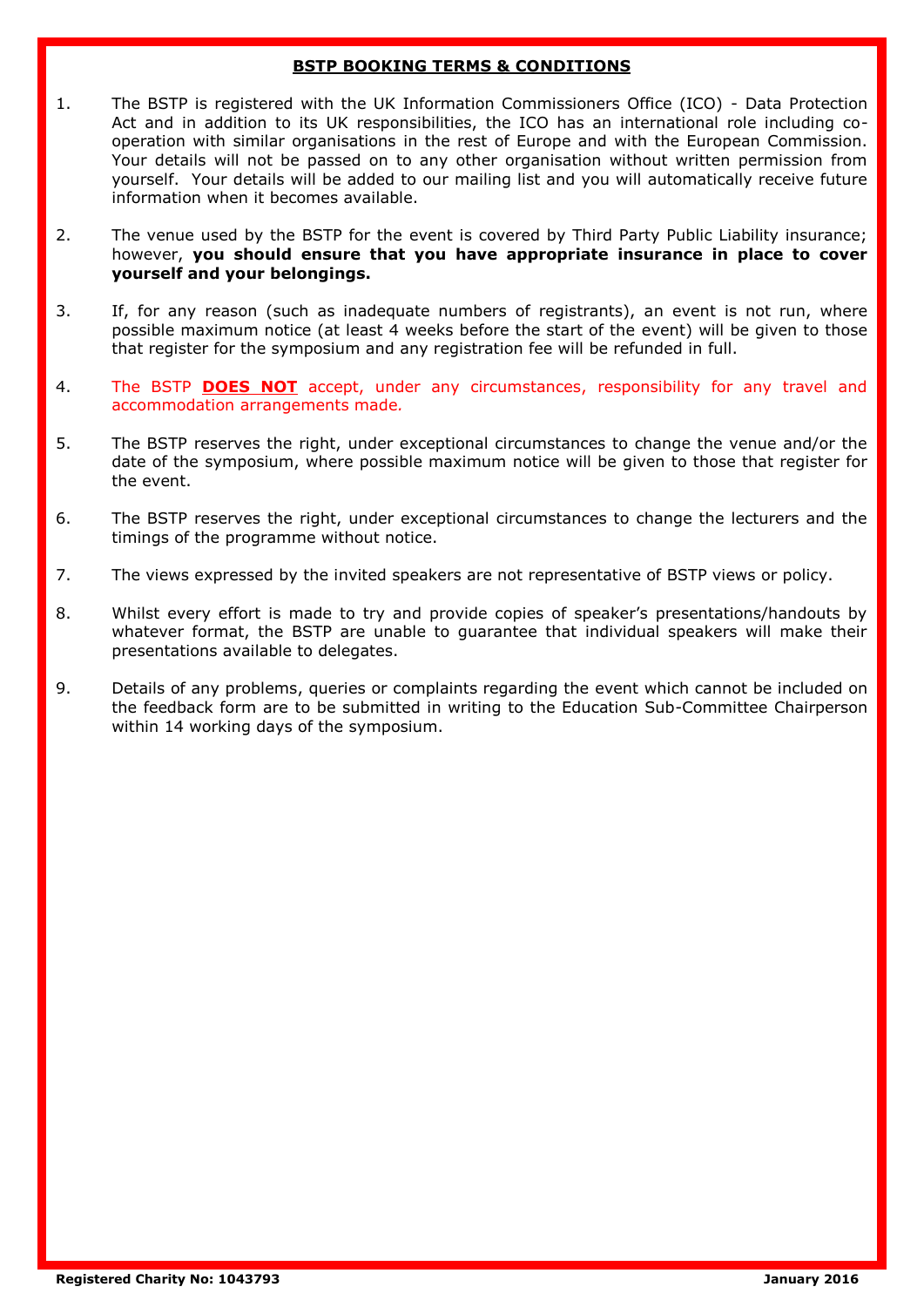## **BSTP BOOKING TERMS & CONDITIONS**

1. The BSTP is registered with the UK Information Commissioners Office (ICO) - Data Protection Act and in addition to its UK responsibilities, the ICO has an international role including co-operation with similar organisations in the rest of Europe and with the European Commission. Your details will not be passed on to any other organisation without written permission from yourself. Your details will be added to our mailing list and you will automatically receive future information when it becomes available.

2. The venue used by the BSTP for the event is covered by Third Party Public Liability insurance; however, **you should ensure that you have appropriate insurance in place to cover yourself and your belongings.**

3. If, for any reason (such as inadequate numbers of registrants), an event is not run, where possible maximum notice (at least 4 weeks before the start of the event) will be given to those that register for the symposium and any registration fee will be refunded in full.

4. The BSTP **DOES NOT** accept, under any circumstances, responsibility for any travel and accommodation arrangements made.

5. The BSTP reserves the right, under exceptional circumstances to change the venue and/or the date of the symposium, where possible maximum notice will be given to those that register for the event.

6. The BSTP reserves the right, under exceptional circumstances to change the lecturers and the timings of the programme without notice.

7. The views expressed by the invited speakers are not representative of BSTP views or policy.

8. Whilst every effort is made to try and provide copies of speaker's presentations/handouts by whatever format, the BSTP are unable to guarantee that individual speakers will make their presentations available to delegates.

9. Details of any problems, queries or complaints regarding the event which cannot be included on the feedback form are to be submitted in writing to the Education Sub-Committee Chairperson within 14 working days of the symposium.

**Registered Charity No: 1043793** **January 2016**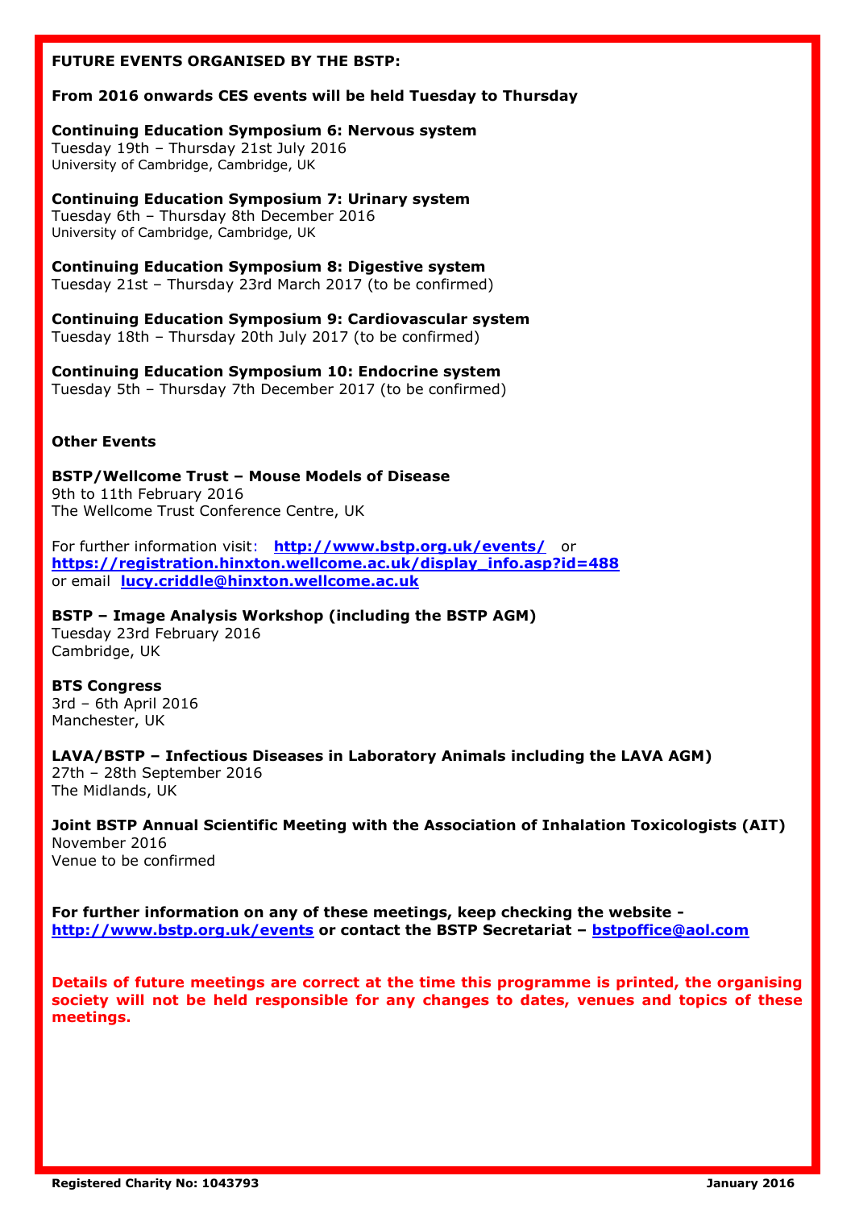**FUTURE EVENTS ORGANISED BY THE BSTP:**

**From 2016 onwards CES events will be held Tuesday to Thursday**

**Continuing Education Symposium 6: Nervous system**
Tuesday 19th – Thursday 21st July 2016
University of Cambridge, Cambridge, UK

**Continuing Education Symposium 7: Urinary system**
Tuesday 6th – Thursday 8th December 2016
University of Cambridge, Cambridge, UK

**Continuing Education Symposium 8: Digestive system**
Tuesday 21st – Thursday 23rd March 2017 (to be confirmed)

**Continuing Education Symposium 9: Cardiovascular system**
Tuesday 18th – Thursday 20th July 2017 (to be confirmed)

**Continuing Education Symposium 10: Endocrine system**
Tuesday 5th – Thursday 7th December 2017 (to be confirmed)

**Other Events**

**BSTP/Wellcome Trust – Mouse Models of Disease**
9th to 11th February 2016
The Wellcome Trust Conference Centre, UK

For further information visit: **http://www.bstp.org.uk/events/** or **https://registration.hinxton.wellcome.ac.uk/display_info.asp?id=488** or email **lucy.criddle@hinxton.wellcome.ac.uk**

**BSTP – Image Analysis Workshop (including the BSTP AGM)**
Tuesday 23rd February 2016
Cambridge, UK

**BTS Congress**
3rd – 6th April 2016
Manchester, UK

**LAVA/BSTP – Infectious Diseases in Laboratory Animals including the LAVA AGM)**
27th – 28th September 2016
The Midlands, UK

**Joint BSTP Annual Scientific Meeting with the Association of Inhalation Toxicologists (AIT)**
November 2016
Venue to be confirmed

**For further information on any of these meetings, keep checking the website - http://www.bstp.org.uk/events or contact the BSTP Secretariat – bstpoffice@aol.com**

**Details of future meetings are correct at the time this programme is printed, the organising society will not be held responsible for any changes to dates, venues and topics of these meetings.**

**Registered Charity No: 1043793** **January 2016**